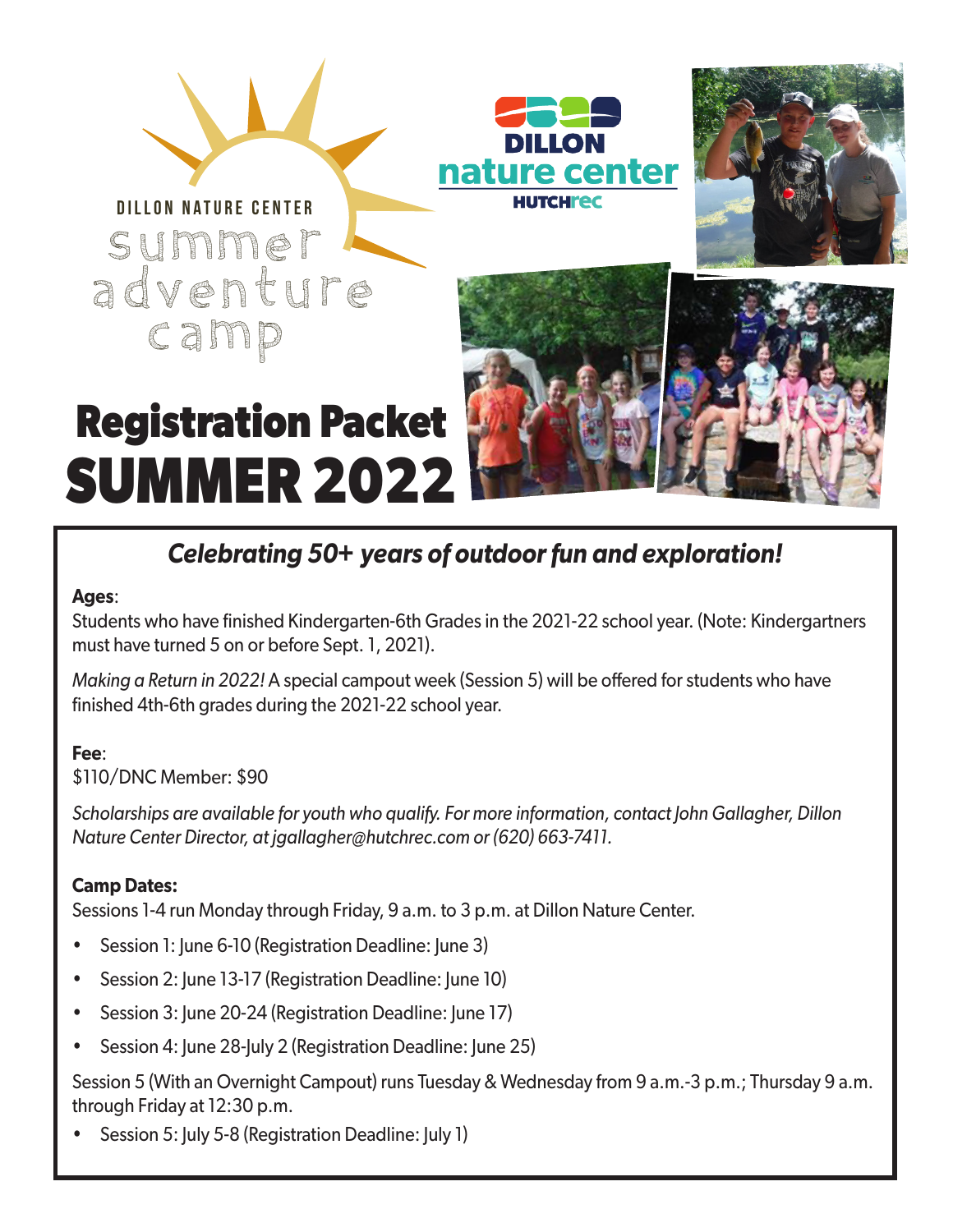DILLON NATURE CENTER

summer adventure camp

DILLON nature center HUTCHrec

# Registration Packet SUMMER 2022

## *Celebrating 50+ years of outdoor fun and exploration!*

**Ages**:
Students who have finished Kindergarten-6th Grades in the 2021-22 school year. (Note: Kindergartners must have turned 5 on or before Sept. 1, 2021).

*Making a Return in 2022!* A special campout week (Session 5) will be offered for students who have finished 4th-6th grades during the 2021-22 school year.

**Fee**:
$110/DNC Member: $90

*Scholarships are available for youth who qualify. For more information, contact John Gallagher, Dillon Nature Center Director, at jgallagher@hutchrec.com or (620) 663-7411.*

**Camp Dates:**
Sessions 1-4 run Monday through Friday, 9 a.m. to 3 p.m. at Dillon Nature Center.

- Session 1: June 6-10 (Registration Deadline: June 3)
- Session 2: June 13-17 (Registration Deadline: June 10)
- Session 3: June 20-24 (Registration Deadline: June 17)
- Session 4: June 28-July 2 (Registration Deadline: June 25)

Session 5 (With an Overnight Campout) runs Tuesday & Wednesday from 9 a.m.-3 p.m.; Thursday 9 a.m. through Friday at 12:30 p.m.

- Session 5: July 5-8 (Registration Deadline: July 1)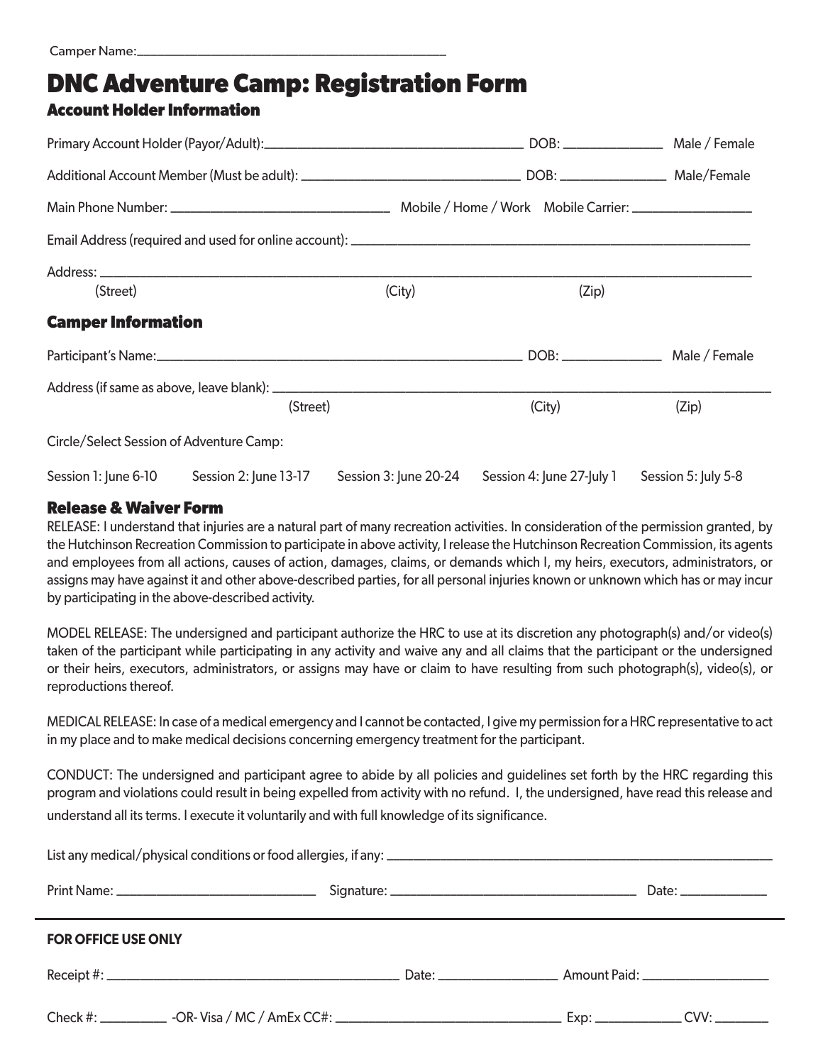Camper Name:\_\_\_\_\_\_\_\_\_\_\_\_\_\_\_\_\_\_\_\_\_\_\_\_\_\_\_\_\_\_\_\_\_\_\_\_\_\_\_\_

# DNC Adventure Camp: Registration Form

## Account Holder Information

Primary Account Holder (Payor/Adult):\_\_\_\_\_\_\_\_\_\_\_\_\_\_\_\_\_\_\_\_\_\_\_\_\_\_\_\_\_\_\_\_\_\_ DOB: \_\_\_\_\_\_\_\_\_\_\_\_\_\_ Male / Female

Additional Account Member (Must be adult): \_\_\_\_\_\_\_\_\_\_\_\_\_\_\_\_\_\_\_\_\_\_\_\_\_\_\_\_\_\_ DOB: \_\_\_\_\_\_\_\_\_\_\_\_\_\_ Male/Female

Main Phone Number: \_\_\_\_\_\_\_\_\_\_\_\_\_\_\_\_\_\_\_\_\_\_\_\_\_\_\_\_\_\_ Mobile / Home / Work Mobile Carrier: \_\_\_\_\_\_\_\_\_\_\_\_\_\_\_\_

Email Address (required and used for online account): \_\_\_\_\_\_\_\_\_\_\_\_\_\_\_\_\_\_\_\_\_\_\_\_\_\_\_\_\_\_\_\_\_\_\_\_\_\_\_\_\_\_\_\_\_\_\_\_\_\_

Address: \_\_\_\_\_\_\_\_\_\_\_\_\_\_\_\_\_\_\_\_\_\_\_\_\_\_\_\_\_\_\_\_\_\_\_\_\_\_\_\_\_\_\_\_\_\_\_\_\_\_\_\_\_\_\_\_\_\_\_\_\_\_\_\_\_\_\_\_\_\_\_\_\_\_\_\_\_\_\_\_\_\_
(Street) (City) (Zip)

## Camper Information

Participant's Name:\_\_\_\_\_\_\_\_\_\_\_\_\_\_\_\_\_\_\_\_\_\_\_\_\_\_\_\_\_\_\_\_\_\_\_\_\_\_\_\_\_\_\_\_\_\_\_\_\_\_ DOB: \_\_\_\_\_\_\_\_\_\_\_\_\_\_ Male / Female

Address (if same as above, leave blank): \_\_\_\_\_\_\_\_\_\_\_\_\_\_\_\_\_\_\_\_\_\_\_\_\_\_\_\_\_\_\_\_\_\_\_\_\_\_\_\_\_\_\_\_\_\_\_\_\_\_\_\_\_\_\_\_\_\_\_\_\_\_\_\_
(Street) (City) (Zip)

Circle/Select Session of Adventure Camp:

Session 1: June 6-10 Session 2: June 13-17 Session 3: June 20-24 Session 4: June 27-July 1 Session 5: July 5-8

## Release & Waiver Form

RELEASE: I understand that injuries are a natural part of many recreation activities. In consideration of the permission granted, by the Hutchinson Recreation Commission to participate in above activity, I release the Hutchinson Recreation Commission, its agents and employees from all actions, causes of action, damages, claims, or demands which I, my heirs, executors, administrators, or assigns may have against it and other above-described parties, for all personal injuries known or unknown which has or may incur by participating in the above-described activity.

MODEL RELEASE: The undersigned and participant authorize the HRC to use at its discretion any photograph(s) and/or video(s) taken of the participant while participating in any activity and waive any and all claims that the participant or the undersigned or their heirs, executors, administrators, or assigns may have or claim to have resulting from such photograph(s), video(s), or reproductions thereof.

MEDICAL RELEASE: In case of a medical emergency and I cannot be contacted, I give my permission for a HRC representative to act in my place and to make medical decisions concerning emergency treatment for the participant.

CONDUCT: The undersigned and participant agree to abide by all policies and guidelines set forth by the HRC regarding this program and violations could result in being expelled from activity with no refund. I, the undersigned, have read this release and understand all its terms. I execute it voluntarily and with full knowledge of its significance.

List any medical/physical conditions or food allergies, if any: \_\_\_\_\_\_\_\_\_\_\_\_\_\_\_\_\_\_\_\_\_\_\_\_\_\_\_\_\_\_\_\_\_\_\_\_\_\_\_\_\_\_\_\_\_\_\_\_\_\_

Print Name: \_\_\_\_\_\_\_\_\_\_\_\_\_\_\_\_\_\_\_\_\_\_\_\_\_\_\_\_ Signature: \_\_\_\_\_\_\_\_\_\_\_\_\_\_\_\_\_\_\_\_\_\_\_\_\_\_\_\_\_\_\_\_\_\_ Date: \_\_\_\_\_\_\_\_\_\_\_\_

---

**FOR OFFICE USE ONLY**

Receipt #: \_\_\_\_\_\_\_\_\_\_\_\_\_\_\_\_\_\_\_\_\_\_\_\_\_\_\_\_\_\_\_\_\_\_\_\_\_\_\_\_ Date: \_\_\_\_\_\_\_\_\_\_\_\_\_\_\_\_ Amount Paid: \_\_\_\_\_\_\_\_\_\_\_\_\_\_\_\_\_

Check #: \_\_\_\_\_\_\_\_\_ -OR- Visa / MC / AmEx CC#: \_\_\_\_\_\_\_\_\_\_\_\_\_\_\_\_\_\_\_\_\_\_\_\_\_\_\_\_\_\_\_ Exp: \_\_\_\_\_\_\_\_\_\_\_\_ CVV: \_\_\_\_\_\_\_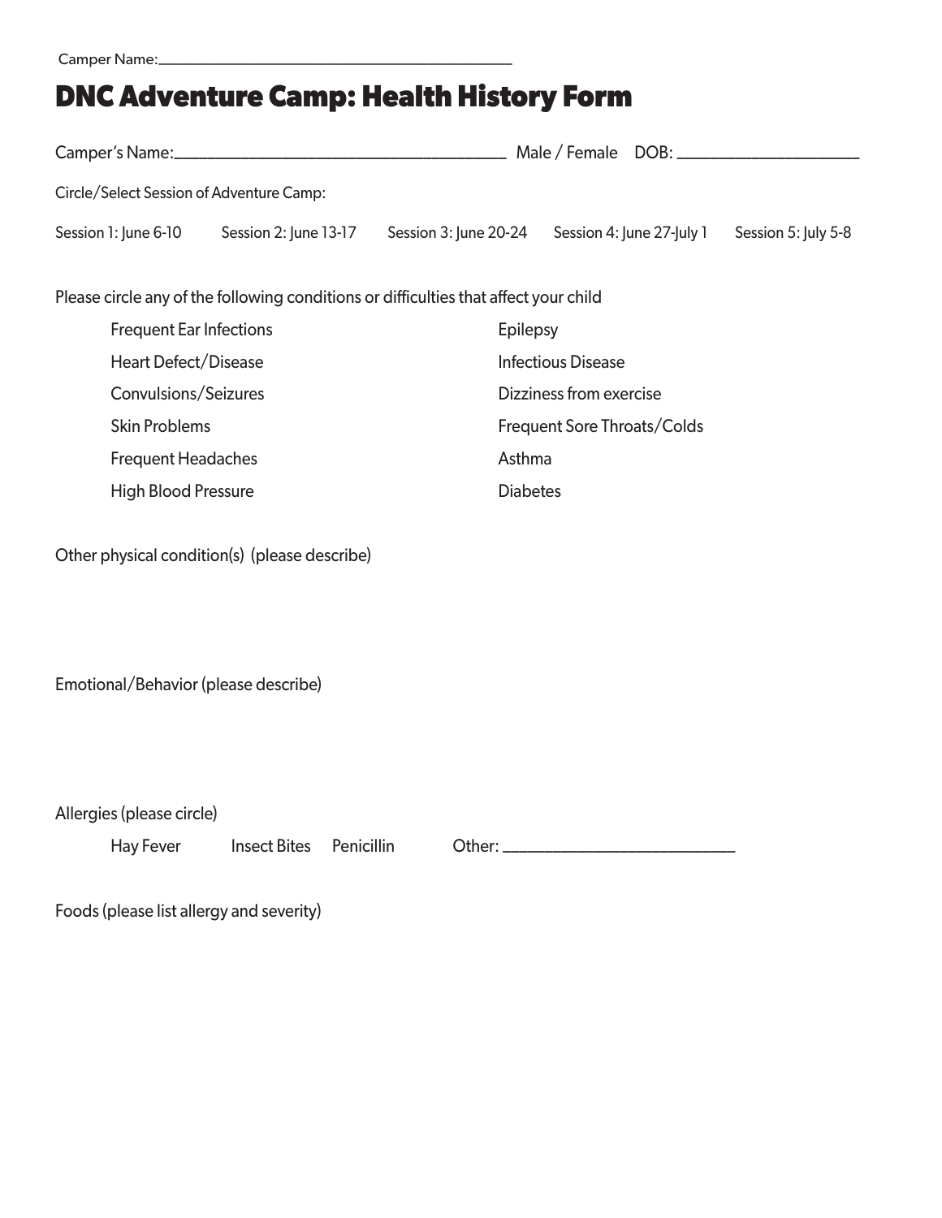Camper Name:_______________________________________

# DNC Adventure Camp: Health History Form

Camper's Name:___________________________________ Male / Female DOB: ___________________

Circle/Select Session of Adventure Camp:

Session 1: June 6-10     Session 2: June 13-17     Session 3: June 20-24     Session 4: June 27-July 1     Session 5: July 5-8

Please circle any of the following conditions or difficulties that affect your child

- Frequent Ear Infections
- Heart Defect/Disease
- Convulsions/Seizures
- Skin Problems
- Frequent Headaches
- High Blood Pressure
- Epilepsy
- Infectious Disease
- Dizziness from exercise
- Frequent Sore Throats/Colds
- Asthma
- Diabetes

Other physical condition(s) (please describe)

Emotional/Behavior (please describe)

Allergies (please circle)

Hay Fever     Insect Bites     Penicillin     Other: _________________________

Foods (please list allergy and severity)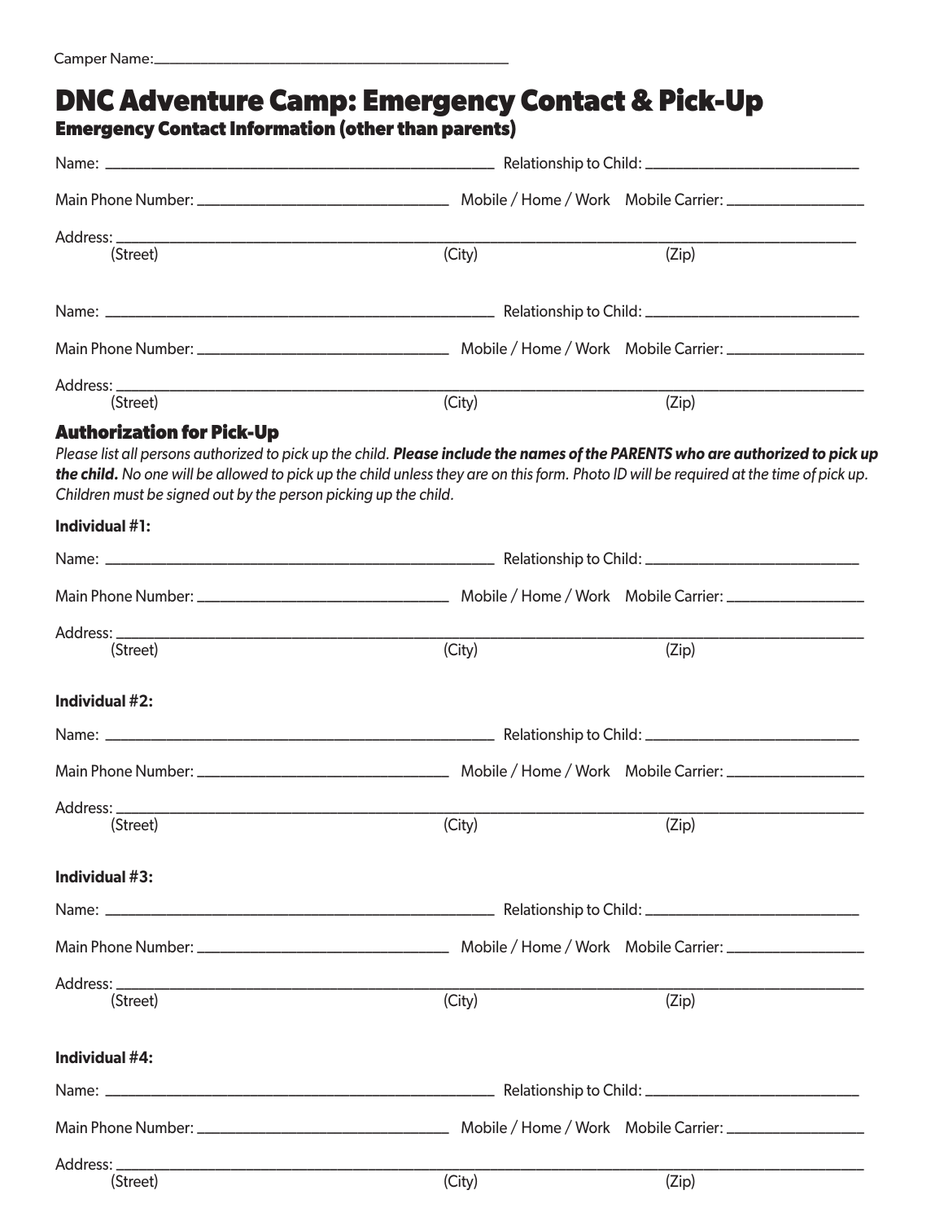Camper Name:\_\_\_\_\_\_\_\_\_\_\_\_\_\_\_\_\_\_\_\_\_\_\_\_\_\_\_\_\_\_\_\_\_\_\_\_\_\_\_\_

# DNC Adventure Camp: Emergency Contact & Pick-Up

## Emergency Contact Information (other than parents)

Name: \_\_\_\_\_\_\_\_\_\_\_\_\_\_\_\_\_\_\_\_\_\_\_\_\_\_\_\_\_\_\_\_\_\_\_\_\_\_\_\_ Relationship to Child: \_\_\_\_\_\_\_\_\_\_\_\_\_\_\_\_\_\_\_\_\_\_

Main Phone Number: \_\_\_\_\_\_\_\_\_\_\_\_\_\_\_\_\_\_\_\_\_\_\_\_\_\_ Mobile / Home / Work Mobile Carrier: \_\_\_\_\_\_\_\_\_\_\_\_\_\_\_

Address: \_\_\_\_\_\_\_\_\_\_\_\_\_\_\_\_\_\_\_\_\_\_\_\_\_\_\_\_\_\_\_\_\_\_\_\_\_\_\_\_\_\_\_\_\_\_\_\_\_\_\_\_\_\_\_\_\_\_\_\_\_\_\_\_\_\_\_\_\_\_\_\_\_\_\_\_
(Street) (City) (Zip)

Name: \_\_\_\_\_\_\_\_\_\_\_\_\_\_\_\_\_\_\_\_\_\_\_\_\_\_\_\_\_\_\_\_\_\_\_\_\_\_\_\_ Relationship to Child: \_\_\_\_\_\_\_\_\_\_\_\_\_\_\_\_\_\_\_\_\_\_

Main Phone Number: \_\_\_\_\_\_\_\_\_\_\_\_\_\_\_\_\_\_\_\_\_\_\_\_\_\_ Mobile / Home / Work Mobile Carrier: \_\_\_\_\_\_\_\_\_\_\_\_\_\_\_

Address: \_\_\_\_\_\_\_\_\_\_\_\_\_\_\_\_\_\_\_\_\_\_\_\_\_\_\_\_\_\_\_\_\_\_\_\_\_\_\_\_\_\_\_\_\_\_\_\_\_\_\_\_\_\_\_\_\_\_\_\_\_\_\_\_\_\_\_\_\_\_\_\_\_\_\_\_
(Street) (City) (Zip)

## Authorization for Pick-Up

*Please list all persons authorized to pick up the child.* ***Please include the names of the PARENTS who are authorized to pick up the child.*** *No one will be allowed to pick up the child unless they are on this form. Photo ID will be required at the time of pick up. Children must be signed out by the person picking up the child.*

**Individual #1:**

Name: \_\_\_\_\_\_\_\_\_\_\_\_\_\_\_\_\_\_\_\_\_\_\_\_\_\_\_\_\_\_\_\_\_\_\_\_\_\_\_\_ Relationship to Child: \_\_\_\_\_\_\_\_\_\_\_\_\_\_\_\_\_\_\_\_\_\_

Main Phone Number: \_\_\_\_\_\_\_\_\_\_\_\_\_\_\_\_\_\_\_\_\_\_\_\_\_\_ Mobile / Home / Work Mobile Carrier: \_\_\_\_\_\_\_\_\_\_\_\_\_\_\_

Address: \_\_\_\_\_\_\_\_\_\_\_\_\_\_\_\_\_\_\_\_\_\_\_\_\_\_\_\_\_\_\_\_\_\_\_\_\_\_\_\_\_\_\_\_\_\_\_\_\_\_\_\_\_\_\_\_\_\_\_\_\_\_\_\_\_\_\_\_\_\_\_\_\_\_\_\_
(Street) (City) (Zip)

**Individual #2:**

Name: \_\_\_\_\_\_\_\_\_\_\_\_\_\_\_\_\_\_\_\_\_\_\_\_\_\_\_\_\_\_\_\_\_\_\_\_\_\_\_\_ Relationship to Child: \_\_\_\_\_\_\_\_\_\_\_\_\_\_\_\_\_\_\_\_\_\_

Main Phone Number: \_\_\_\_\_\_\_\_\_\_\_\_\_\_\_\_\_\_\_\_\_\_\_\_\_\_ Mobile / Home / Work Mobile Carrier: \_\_\_\_\_\_\_\_\_\_\_\_\_\_\_

Address: \_\_\_\_\_\_\_\_\_\_\_\_\_\_\_\_\_\_\_\_\_\_\_\_\_\_\_\_\_\_\_\_\_\_\_\_\_\_\_\_\_\_\_\_\_\_\_\_\_\_\_\_\_\_\_\_\_\_\_\_\_\_\_\_\_\_\_\_\_\_\_\_\_\_\_\_
(Street) (City) (Zip)

**Individual #3:**

Name: \_\_\_\_\_\_\_\_\_\_\_\_\_\_\_\_\_\_\_\_\_\_\_\_\_\_\_\_\_\_\_\_\_\_\_\_\_\_\_\_ Relationship to Child: \_\_\_\_\_\_\_\_\_\_\_\_\_\_\_\_\_\_\_\_\_\_

Main Phone Number: \_\_\_\_\_\_\_\_\_\_\_\_\_\_\_\_\_\_\_\_\_\_\_\_\_\_ Mobile / Home / Work Mobile Carrier: \_\_\_\_\_\_\_\_\_\_\_\_\_\_\_

Address: \_\_\_\_\_\_\_\_\_\_\_\_\_\_\_\_\_\_\_\_\_\_\_\_\_\_\_\_\_\_\_\_\_\_\_\_\_\_\_\_\_\_\_\_\_\_\_\_\_\_\_\_\_\_\_\_\_\_\_\_\_\_\_\_\_\_\_\_\_\_\_\_\_\_\_\_
(Street) (City) (Zip)

**Individual #4:**

Name: \_\_\_\_\_\_\_\_\_\_\_\_\_\_\_\_\_\_\_\_\_\_\_\_\_\_\_\_\_\_\_\_\_\_\_\_\_\_\_\_ Relationship to Child: \_\_\_\_\_\_\_\_\_\_\_\_\_\_\_\_\_\_\_\_\_\_

Main Phone Number: \_\_\_\_\_\_\_\_\_\_\_\_\_\_\_\_\_\_\_\_\_\_\_\_\_\_ Mobile / Home / Work Mobile Carrier: \_\_\_\_\_\_\_\_\_\_\_\_\_\_\_

Address: \_\_\_\_\_\_\_\_\_\_\_\_\_\_\_\_\_\_\_\_\_\_\_\_\_\_\_\_\_\_\_\_\_\_\_\_\_\_\_\_\_\_\_\_\_\_\_\_\_\_\_\_\_\_\_\_\_\_\_\_\_\_\_\_\_\_\_\_\_\_\_\_\_\_\_\_
(Street) (City) (Zip)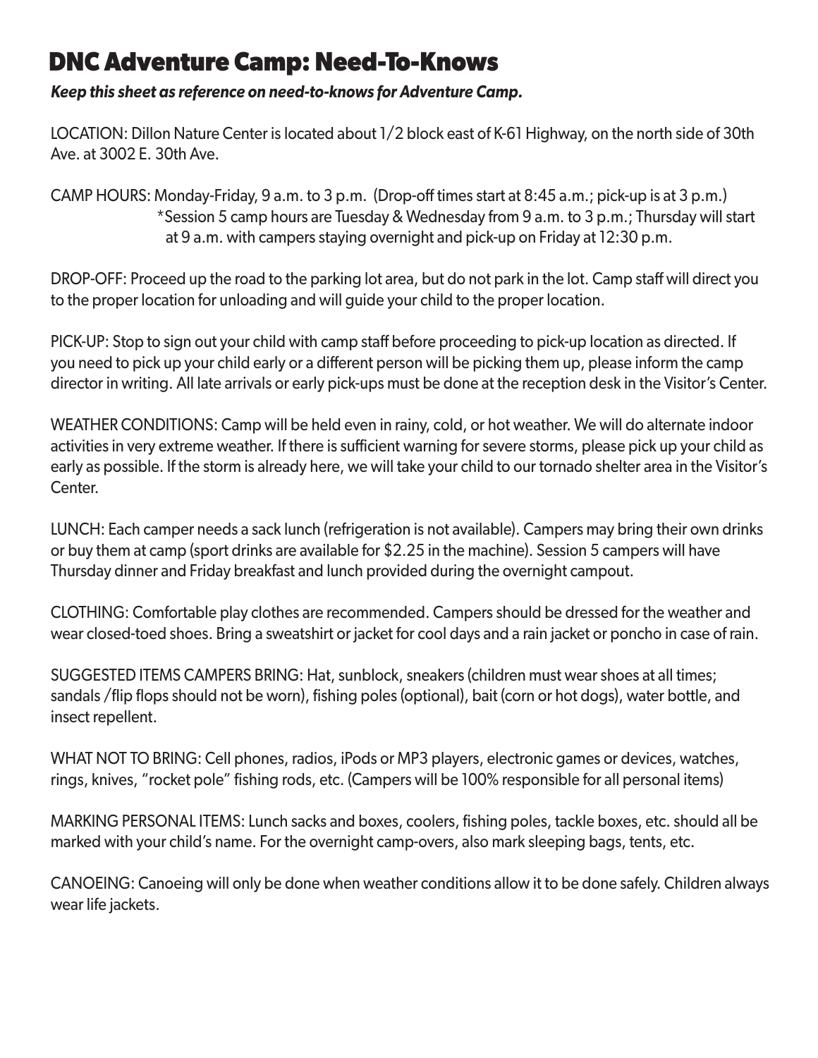# DNC Adventure Camp: Need-To-Knows

***Keep this sheet as reference on need-to-knows for Adventure Camp.***

LOCATION: Dillon Nature Center is located about 1/2 block east of K-61 Highway, on the north side of 30th Ave. at 3002 E. 30th Ave.

CAMP HOURS: Monday-Friday, 9 a.m. to 3 p.m. (Drop-off times start at 8:45 a.m.; pick-up is at 3 p.m.)
*Session 5 camp hours are Tuesday & Wednesday from 9 a.m. to 3 p.m.; Thursday will start at 9 a.m. with campers staying overnight and pick-up on Friday at 12:30 p.m.

DROP-OFF: Proceed up the road to the parking lot area, but do not park in the lot. Camp staff will direct you to the proper location for unloading and will guide your child to the proper location.

PICK-UP: Stop to sign out your child with camp staff before proceeding to pick-up location as directed. If you need to pick up your child early or a different person will be picking them up, please inform the camp director in writing. All late arrivals or early pick-ups must be done at the reception desk in the Visitor's Center.

WEATHER CONDITIONS: Camp will be held even in rainy, cold, or hot weather. We will do alternate indoor activities in very extreme weather. If there is sufficient warning for severe storms, please pick up your child as early as possible. If the storm is already here, we will take your child to our tornado shelter area in the Visitor's Center.

LUNCH: Each camper needs a sack lunch (refrigeration is not available). Campers may bring their own drinks or buy them at camp (sport drinks are available for $2.25 in the machine). Session 5 campers will have Thursday dinner and Friday breakfast and lunch provided during the overnight campout.

CLOTHING: Comfortable play clothes are recommended. Campers should be dressed for the weather and wear closed-toed shoes. Bring a sweatshirt or jacket for cool days and a rain jacket or poncho in case of rain.

SUGGESTED ITEMS CAMPERS BRING: Hat, sunblock, sneakers (children must wear shoes at all times; sandals /flip flops should not be worn), fishing poles (optional), bait (corn or hot dogs), water bottle, and insect repellent.

WHAT NOT TO BRING: Cell phones, radios, iPods or MP3 players, electronic games or devices, watches, rings, knives, "rocket pole" fishing rods, etc. (Campers will be 100% responsible for all personal items)

MARKING PERSONAL ITEMS: Lunch sacks and boxes, coolers, fishing poles, tackle boxes, etc. should all be marked with your child's name. For the overnight camp-overs, also mark sleeping bags, tents, etc.

CANOEING: Canoeing will only be done when weather conditions allow it to be done safely. Children always wear life jackets.